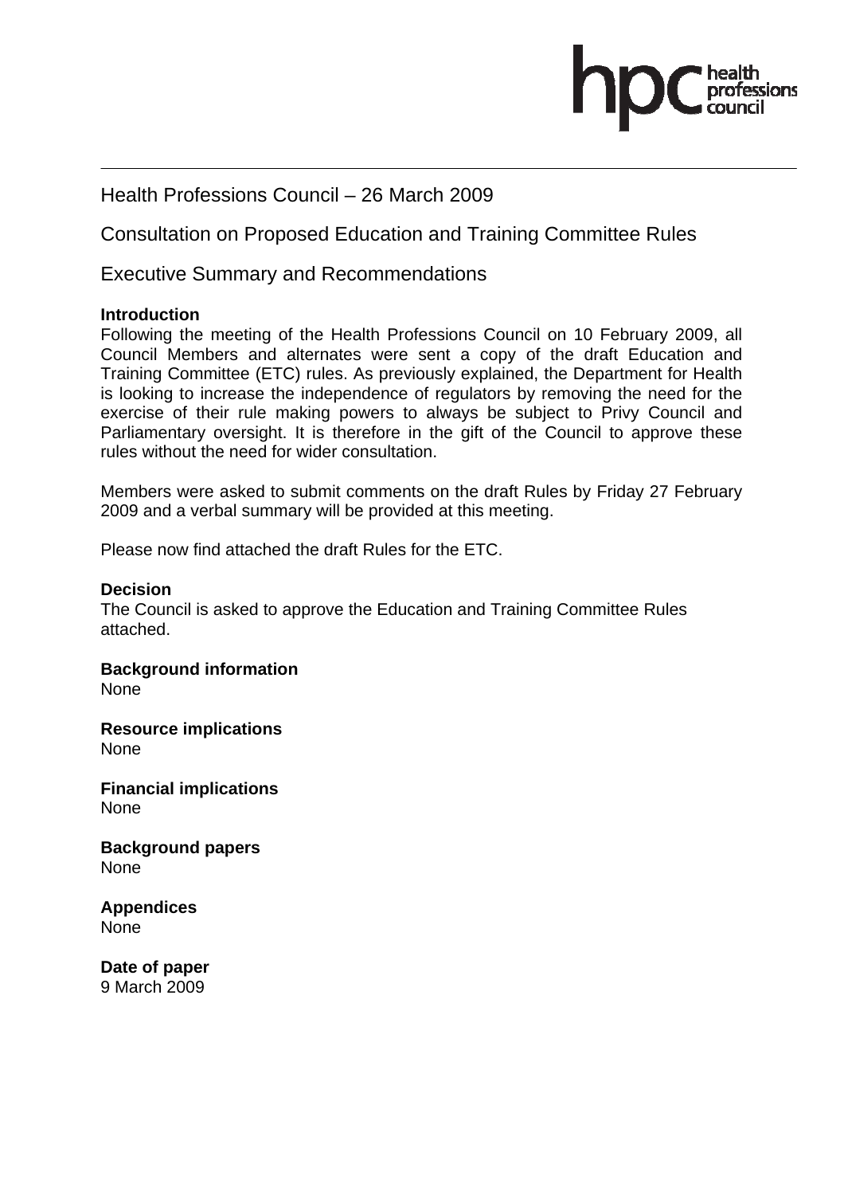Health Professions Council – 26 March 2009

Consultation on Proposed Education and Training Committee Rules

Executive Summary and Recommendations

**Introduction**

Following the meeting of the Health Professions Council on 10 February 2009, all Council Members and alternates were sent a copy of the draft Education and Training Committee (ETC) rules. As previously explained, the Department for Health is looking to increase the independence of regulators by removing the need for the exercise of their rule making powers to always be subject to Privy Council and Parliamentary oversight. It is therefore in the gift of the Council to approve these rules without the need for wider consultation.

Members were asked to submit comments on the draft Rules by Friday 27 February 2009 and a verbal summary will be provided at this meeting.

Please now find attached the draft Rules for the ETC.

**Decision**

The Council is asked to approve the Education and Training Committee Rules attached.

**Background information**

None

**Resource implications**

None

**Financial implications**

None

**Background papers**

None

**Appendices**

None

**Date of paper**

9 March 2009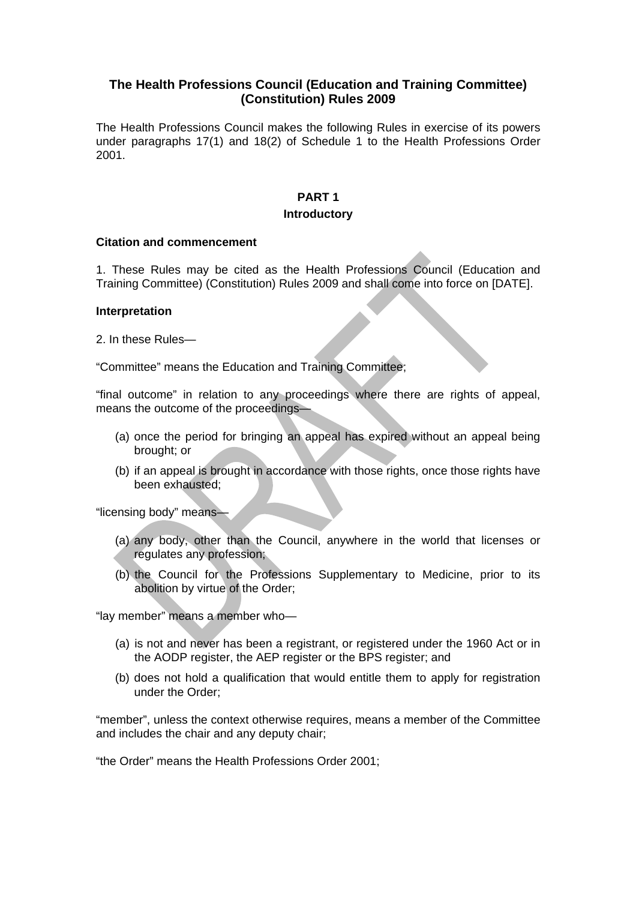## The Health Professions Council (Education and Training Committee) (Constitution) Rules 2009

The Health Professions Council makes the following Rules in exercise of its powers under paragraphs 17(1) and 18(2) of Schedule 1 to the Health Professions Order 2001.

### PART 1

### Introductory

**Citation and commencement**

1. These Rules may be cited as the Health Professions Council (Education and Training Committee) (Constitution) Rules 2009 and shall come into force on [DATE].

**Interpretation**

2. In these Rules—

"Committee" means the Education and Training Committee;

"final outcome" in relation to any proceedings where there are rights of appeal, means the outcome of the proceedings—

- (a) once the period for bringing an appeal has expired without an appeal being brought; or
- (b) if an appeal is brought in accordance with those rights, once those rights have been exhausted;

"licensing body" means—

- (a) any body, other than the Council, anywhere in the world that licenses or regulates any profession;
- (b) the Council for the Professions Supplementary to Medicine, prior to its abolition by virtue of the Order;

"lay member" means a member who—

- (a) is not and never has been a registrant, or registered under the 1960 Act or in the AODP register, the AEP register or the BPS register; and
- (b) does not hold a qualification that would entitle them to apply for registration under the Order;

"member", unless the context otherwise requires, means a member of the Committee and includes the chair and any deputy chair;

"the Order" means the Health Professions Order 2001;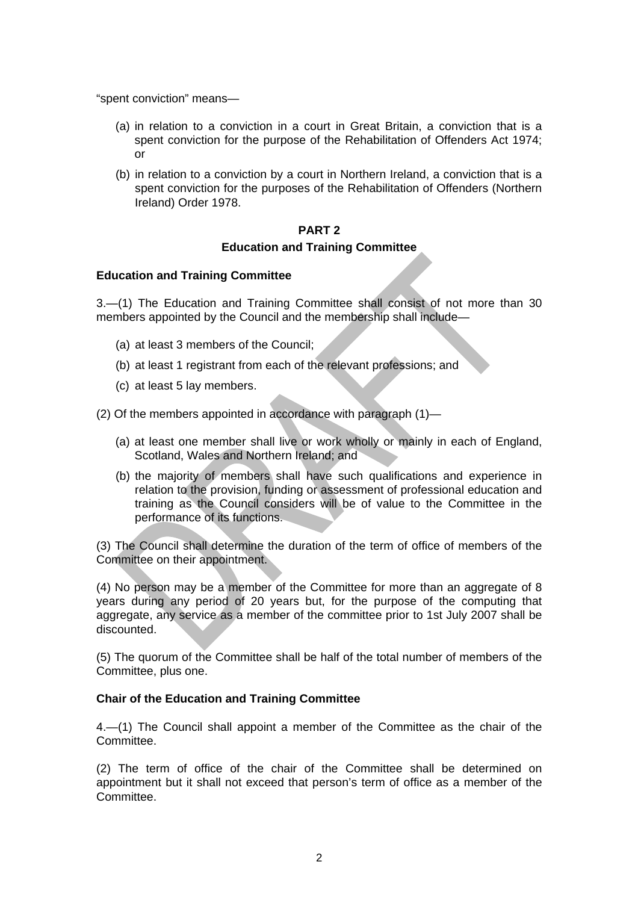"spent conviction" means—

(a) in relation to a conviction in a court in Great Britain, a conviction that is a spent conviction for the purpose of the Rehabilitation of Offenders Act 1974; or

(b) in relation to a conviction by a court in Northern Ireland, a conviction that is a spent conviction for the purposes of the Rehabilitation of Offenders (Northern Ireland) Order 1978.

## PART 2

## Education and Training Committee

### Education and Training Committee

3.—(1) The Education and Training Committee shall consist of not more than 30 members appointed by the Council and the membership shall include—

(a) at least 3 members of the Council;

(b) at least 1 registrant from each of the relevant professions; and

(c) at least 5 lay members.

(2) Of the members appointed in accordance with paragraph (1)—

(a) at least one member shall live or work wholly or mainly in each of England, Scotland, Wales and Northern Ireland; and

(b) the majority of members shall have such qualifications and experience in relation to the provision, funding or assessment of professional education and training as the Council considers will be of value to the Committee in the performance of its functions.

(3) The Council shall determine the duration of the term of office of members of the Committee on their appointment.

(4) No person may be a member of the Committee for more than an aggregate of 8 years during any period of 20 years but, for the purpose of the computing that aggregate, any service as a member of the committee prior to 1st July 2007 shall be discounted.

(5) The quorum of the Committee shall be half of the total number of members of the Committee, plus one.

### Chair of the Education and Training Committee

4.—(1) The Council shall appoint a member of the Committee as the chair of the Committee.

(2) The term of office of the chair of the Committee shall be determined on appointment but it shall not exceed that person's term of office as a member of the Committee.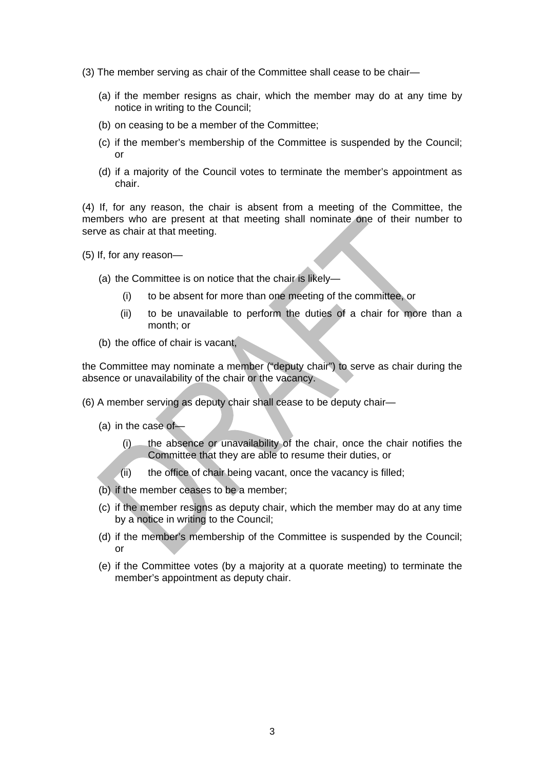(3) The member serving as chair of the Committee shall cease to be chair—

(a) if the member resigns as chair, which the member may do at any time by notice in writing to the Council;

(b) on ceasing to be a member of the Committee;

(c) if the member's membership of the Committee is suspended by the Council; or

(d) if a majority of the Council votes to terminate the member's appointment as chair.

(4) If, for any reason, the chair is absent from a meeting of the Committee, the members who are present at that meeting shall nominate one of their number to serve as chair at that meeting.

(5) If, for any reason—

(a) the Committee is on notice that the chair is likely—

(i) to be absent for more than one meeting of the committee, or

(ii) to be unavailable to perform the duties of a chair for more than a month; or

(b) the office of chair is vacant,

the Committee may nominate a member ("deputy chair") to serve as chair during the absence or unavailability of the chair or the vacancy.

(6) A member serving as deputy chair shall cease to be deputy chair—

(a) in the case of—

(i) the absence or unavailability of the chair, once the chair notifies the Committee that they are able to resume their duties, or

(ii) the office of chair being vacant, once the vacancy is filled;

(b) if the member ceases to be a member;

(c) if the member resigns as deputy chair, which the member may do at any time by a notice in writing to the Council;

(d) if the member's membership of the Committee is suspended by the Council; or

(e) if the Committee votes (by a majority at a quorate meeting) to terminate the member's appointment as deputy chair.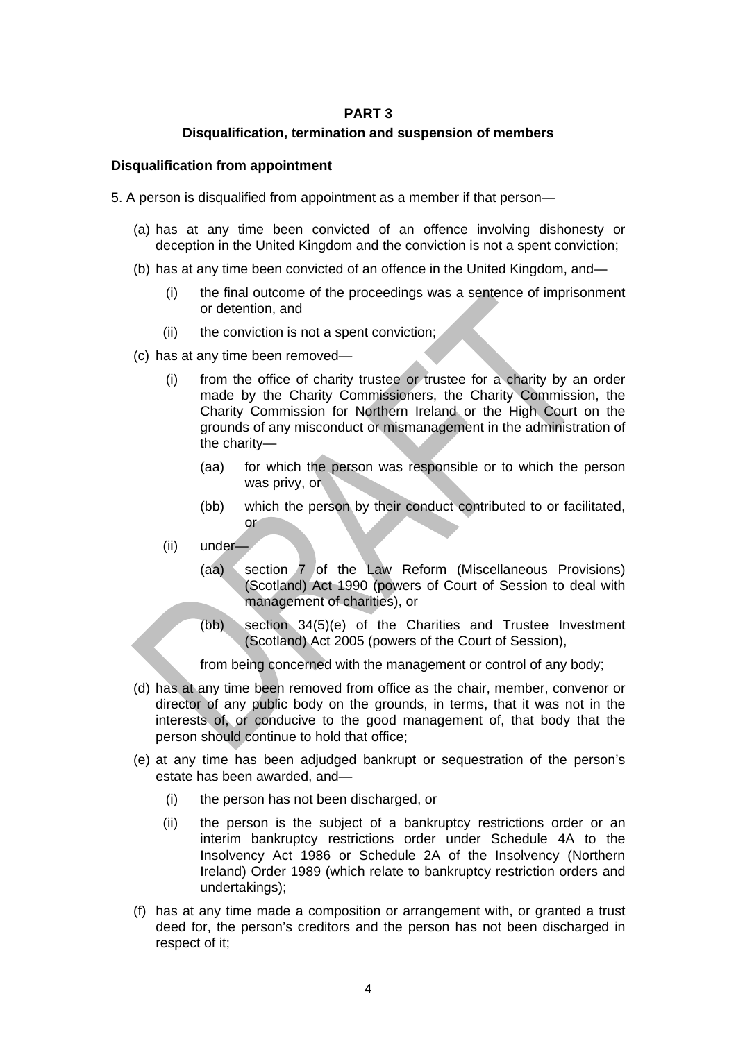## PART 3

## Disqualification, termination and suspension of members

**Disqualification from appointment**

5. A person is disqualified from appointment as a member if that person—

(a) has at any time been convicted of an offence involving dishonesty or deception in the United Kingdom and the conviction is not a spent conviction;

(b) has at any time been convicted of an offence in the United Kingdom, and—

  (i) the final outcome of the proceedings was a sentence of imprisonment or detention, and

  (ii) the conviction is not a spent conviction;

(c) has at any time been removed—

  (i) from the office of charity trustee or trustee for a charity by an order made by the Charity Commissioners, the Charity Commission, the Charity Commission for Northern Ireland or the High Court on the grounds of any misconduct or mismanagement in the administration of the charity—

    (aa) for which the person was responsible or to which the person was privy, or

    (bb) which the person by their conduct contributed to or facilitated, or

  (ii) under—

    (aa) section 7 of the Law Reform (Miscellaneous Provisions) (Scotland) Act 1990 (powers of Court of Session to deal with management of charities), or

    (bb) section 34(5)(e) of the Charities and Trustee Investment (Scotland) Act 2005 (powers of the Court of Session),

  from being concerned with the management or control of any body;

(d) has at any time been removed from office as the chair, member, convenor or director of any public body on the grounds, in terms, that it was not in the interests of, or conducive to the good management of, that body that the person should continue to hold that office;

(e) at any time has been adjudged bankrupt or sequestration of the person's estate has been awarded, and—

  (i) the person has not been discharged, or

  (ii) the person is the subject of a bankruptcy restrictions order or an interim bankruptcy restrictions order under Schedule 4A to the Insolvency Act 1986 or Schedule 2A of the Insolvency (Northern Ireland) Order 1989 (which relate to bankruptcy restriction orders and undertakings);

(f) has at any time made a composition or arrangement with, or granted a trust deed for, the person's creditors and the person has not been discharged in respect of it;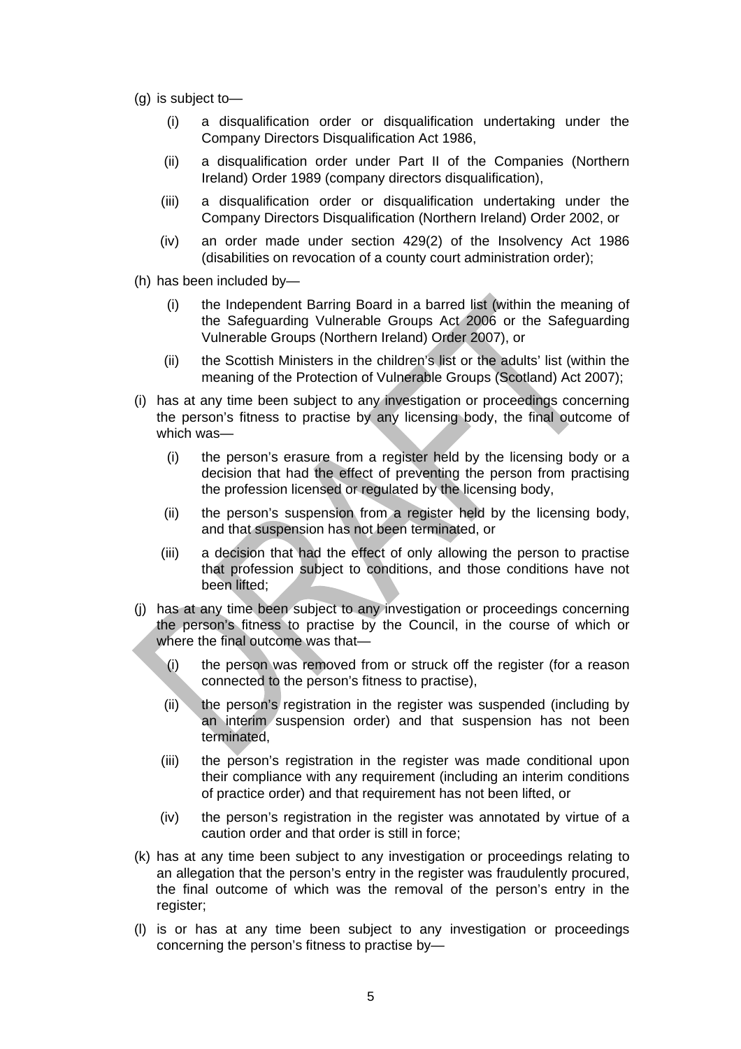(g) is subject to—

   (i) a disqualification order or disqualification undertaking under the Company Directors Disqualification Act 1986,

   (ii) a disqualification order under Part II of the Companies (Northern Ireland) Order 1989 (company directors disqualification),

   (iii) a disqualification order or disqualification undertaking under the Company Directors Disqualification (Northern Ireland) Order 2002, or

   (iv) an order made under section 429(2) of the Insolvency Act 1986 (disabilities on revocation of a county court administration order);

(h) has been included by—

   (i) the Independent Barring Board in a barred list (within the meaning of the Safeguarding Vulnerable Groups Act 2006 or the Safeguarding Vulnerable Groups (Northern Ireland) Order 2007), or

   (ii) the Scottish Ministers in the children's list or the adults' list (within the meaning of the Protection of Vulnerable Groups (Scotland) Act 2007);

(i) has at any time been subject to any investigation or proceedings concerning the person's fitness to practise by any licensing body, the final outcome of which was—

   (i) the person's erasure from a register held by the licensing body or a decision that had the effect of preventing the person from practising the profession licensed or regulated by the licensing body,

   (ii) the person's suspension from a register held by the licensing body, and that suspension has not been terminated, or

   (iii) a decision that had the effect of only allowing the person to practise that profession subject to conditions, and those conditions have not been lifted;

(j) has at any time been subject to any investigation or proceedings concerning the person's fitness to practise by the Council, in the course of which or where the final outcome was that—

   (i) the person was removed from or struck off the register (for a reason connected to the person's fitness to practise),

   (ii) the person's registration in the register was suspended (including by an interim suspension order) and that suspension has not been terminated,

   (iii) the person's registration in the register was made conditional upon their compliance with any requirement (including an interim conditions of practice order) and that requirement has not been lifted, or

   (iv) the person's registration in the register was annotated by virtue of a caution order and that order is still in force;

(k) has at any time been subject to any investigation or proceedings relating to an allegation that the person's entry in the register was fraudulently procured, the final outcome of which was the removal of the person's entry in the register;

(l) is or has at any time been subject to any investigation or proceedings concerning the person's fitness to practise by—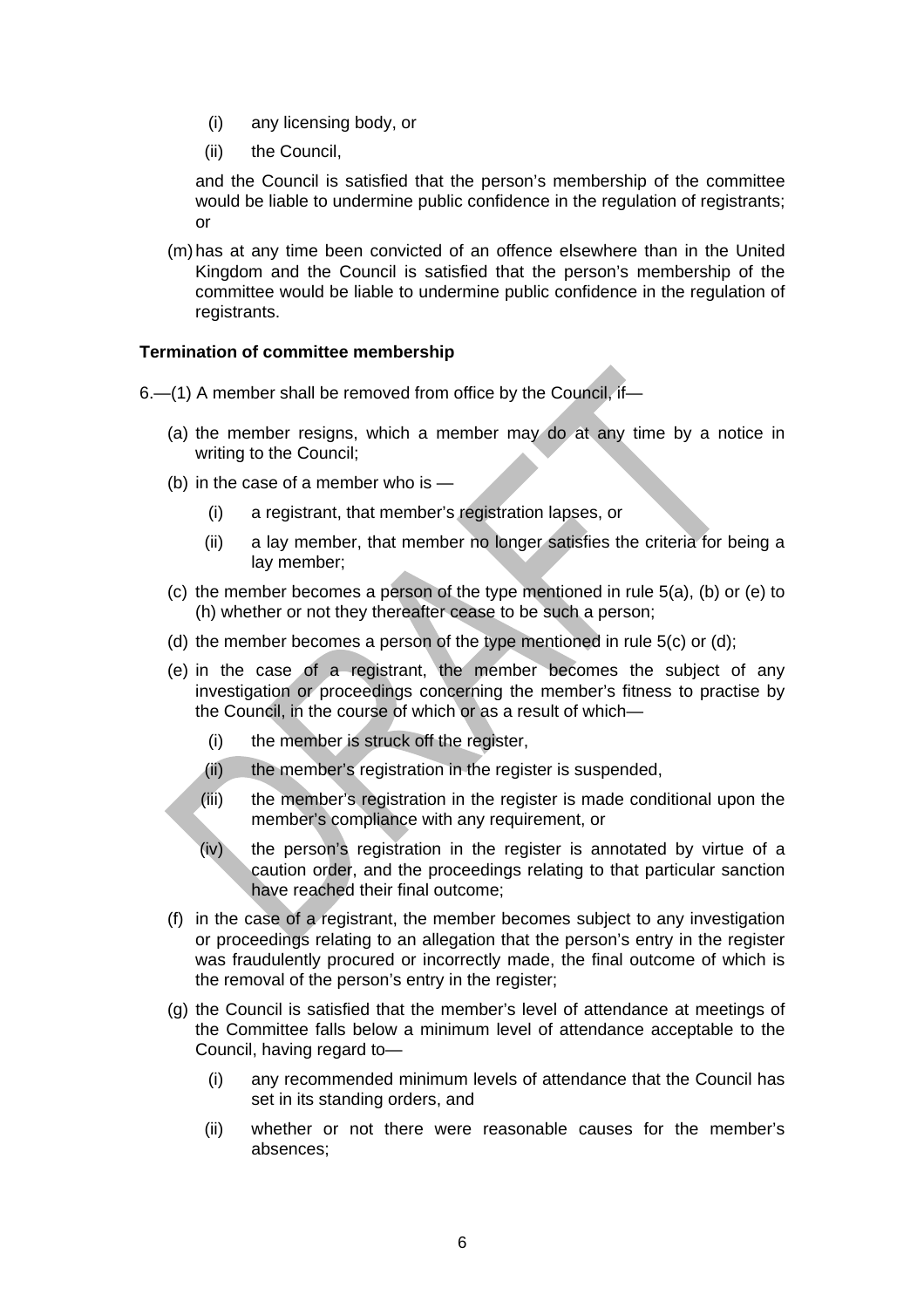(i) any licensing body, or

(ii) the Council,

and the Council is satisfied that the person's membership of the committee would be liable to undermine public confidence in the regulation of registrants; or

(m) has at any time been convicted of an offence elsewhere than in the United Kingdom and the Council is satisfied that the person's membership of the committee would be liable to undermine public confidence in the regulation of registrants.

**Termination of committee membership**

6.—(1) A member shall be removed from office by the Council, if—

(a) the member resigns, which a member may do at any time by a notice in writing to the Council;

(b) in the case of a member who is —

(i) a registrant, that member's registration lapses, or

(ii) a lay member, that member no longer satisfies the criteria for being a lay member;

(c) the member becomes a person of the type mentioned in rule 5(a), (b) or (e) to (h) whether or not they thereafter cease to be such a person;

(d) the member becomes a person of the type mentioned in rule 5(c) or (d);

(e) in the case of a registrant, the member becomes the subject of any investigation or proceedings concerning the member's fitness to practise by the Council, in the course of which or as a result of which—

(i) the member is struck off the register,

(ii) the member's registration in the register is suspended,

(iii) the member's registration in the register is made conditional upon the member's compliance with any requirement, or

(iv) the person's registration in the register is annotated by virtue of a caution order, and the proceedings relating to that particular sanction have reached their final outcome;

(f) in the case of a registrant, the member becomes subject to any investigation or proceedings relating to an allegation that the person's entry in the register was fraudulently procured or incorrectly made, the final outcome of which is the removal of the person's entry in the register;

(g) the Council is satisfied that the member's level of attendance at meetings of the Committee falls below a minimum level of attendance acceptable to the Council, having regard to—

(i) any recommended minimum levels of attendance that the Council has set in its standing orders, and

(ii) whether or not there were reasonable causes for the member's absences;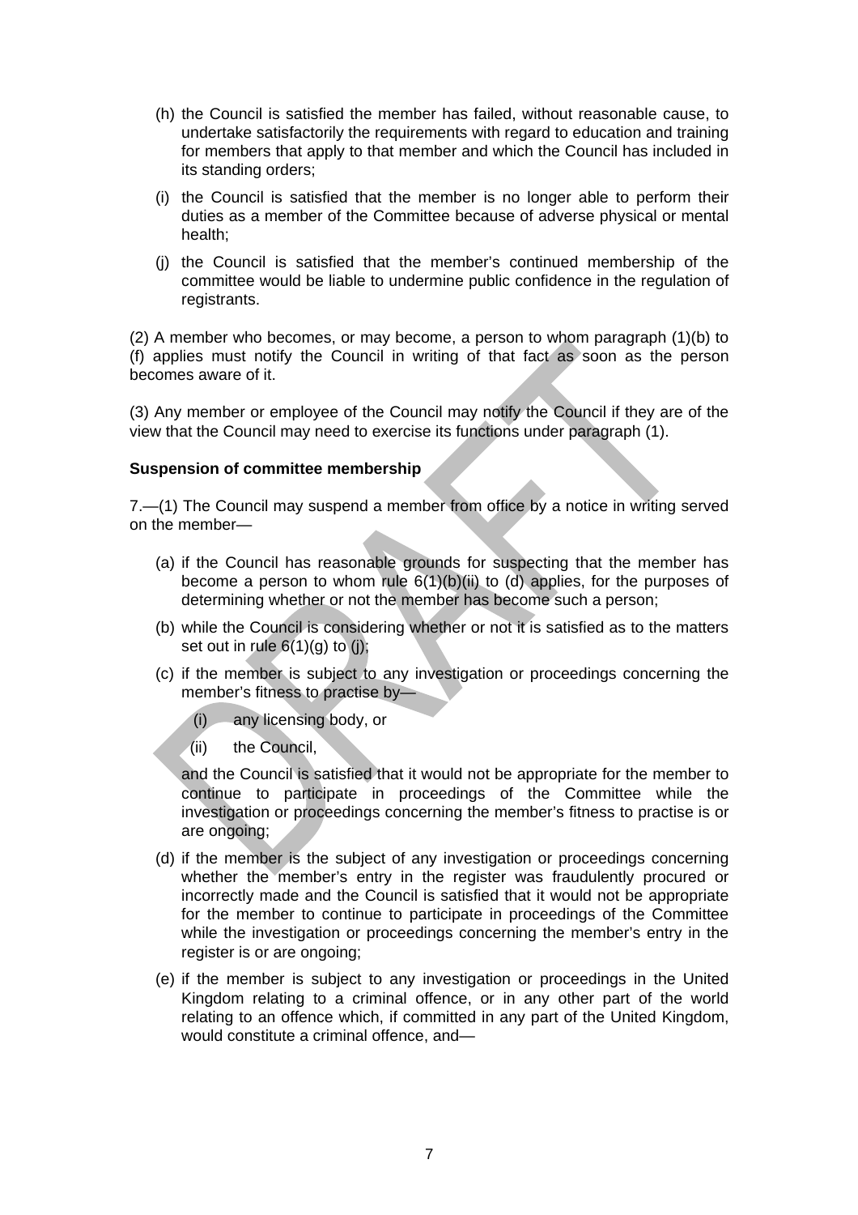(h) the Council is satisfied the member has failed, without reasonable cause, to undertake satisfactorily the requirements with regard to education and training for members that apply to that member and which the Council has included in its standing orders;

(i) the Council is satisfied that the member is no longer able to perform their duties as a member of the Committee because of adverse physical or mental health;

(j) the Council is satisfied that the member's continued membership of the committee would be liable to undermine public confidence in the regulation of registrants.

(2) A member who becomes, or may become, a person to whom paragraph (1)(b) to (f) applies must notify the Council in writing of that fact as soon as the person becomes aware of it.

(3) Any member or employee of the Council may notify the Council if they are of the view that the Council may need to exercise its functions under paragraph (1).

**Suspension of committee membership**

7.—(1) The Council may suspend a member from office by a notice in writing served on the member—

(a) if the Council has reasonable grounds for suspecting that the member has become a person to whom rule 6(1)(b)(ii) to (d) applies, for the purposes of determining whether or not the member has become such a person;

(b) while the Council is considering whether or not it is satisfied as to the matters set out in rule 6(1)(g) to (j);

(c) if the member is subject to any investigation or proceedings concerning the member's fitness to practise by—

  (i) any licensing body, or

  (ii) the Council,

and the Council is satisfied that it would not be appropriate for the member to continue to participate in proceedings of the Committee while the investigation or proceedings concerning the member's fitness to practise is or are ongoing;

(d) if the member is the subject of any investigation or proceedings concerning whether the member's entry in the register was fraudulently procured or incorrectly made and the Council is satisfied that it would not be appropriate for the member to continue to participate in proceedings of the Committee while the investigation or proceedings concerning the member's entry in the register is or are ongoing;

(e) if the member is subject to any investigation or proceedings in the United Kingdom relating to a criminal offence, or in any other part of the world relating to an offence which, if committed in any part of the United Kingdom, would constitute a criminal offence, and—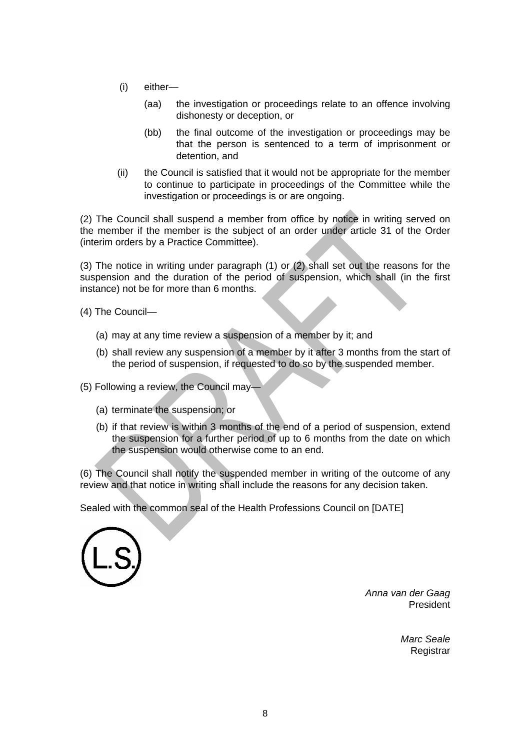(i) either—

(aa) the investigation or proceedings relate to an offence involving dishonesty or deception, or

(bb) the final outcome of the investigation or proceedings may be that the person is sentenced to a term of imprisonment or detention, and

(ii) the Council is satisfied that it would not be appropriate for the member to continue to participate in proceedings of the Committee while the investigation or proceedings is or are ongoing.

(2) The Council shall suspend a member from office by notice in writing served on the member if the member is the subject of an order under article 31 of the Order (interim orders by a Practice Committee).

(3) The notice in writing under paragraph (1) or (2) shall set out the reasons for the suspension and the duration of the period of suspension, which shall (in the first instance) not be for more than 6 months.

(4) The Council—

(a) may at any time review a suspension of a member by it; and

(b) shall review any suspension of a member by it after 3 months from the start of the period of suspension, if requested to do so by the suspended member.

(5) Following a review, the Council may—

(a) terminate the suspension; or

(b) if that review is within 3 months of the end of a period of suspension, extend the suspension for a further period of up to 6 months from the date on which the suspension would otherwise come to an end.

(6) The Council shall notify the suspended member in writing of the outcome of any review and that notice in writing shall include the reasons for any decision taken.

Sealed with the common seal of the Health Professions Council on [DATE]

(L.S.)

*Anna van der Gaag*
President

*Marc Seale*
Registrar